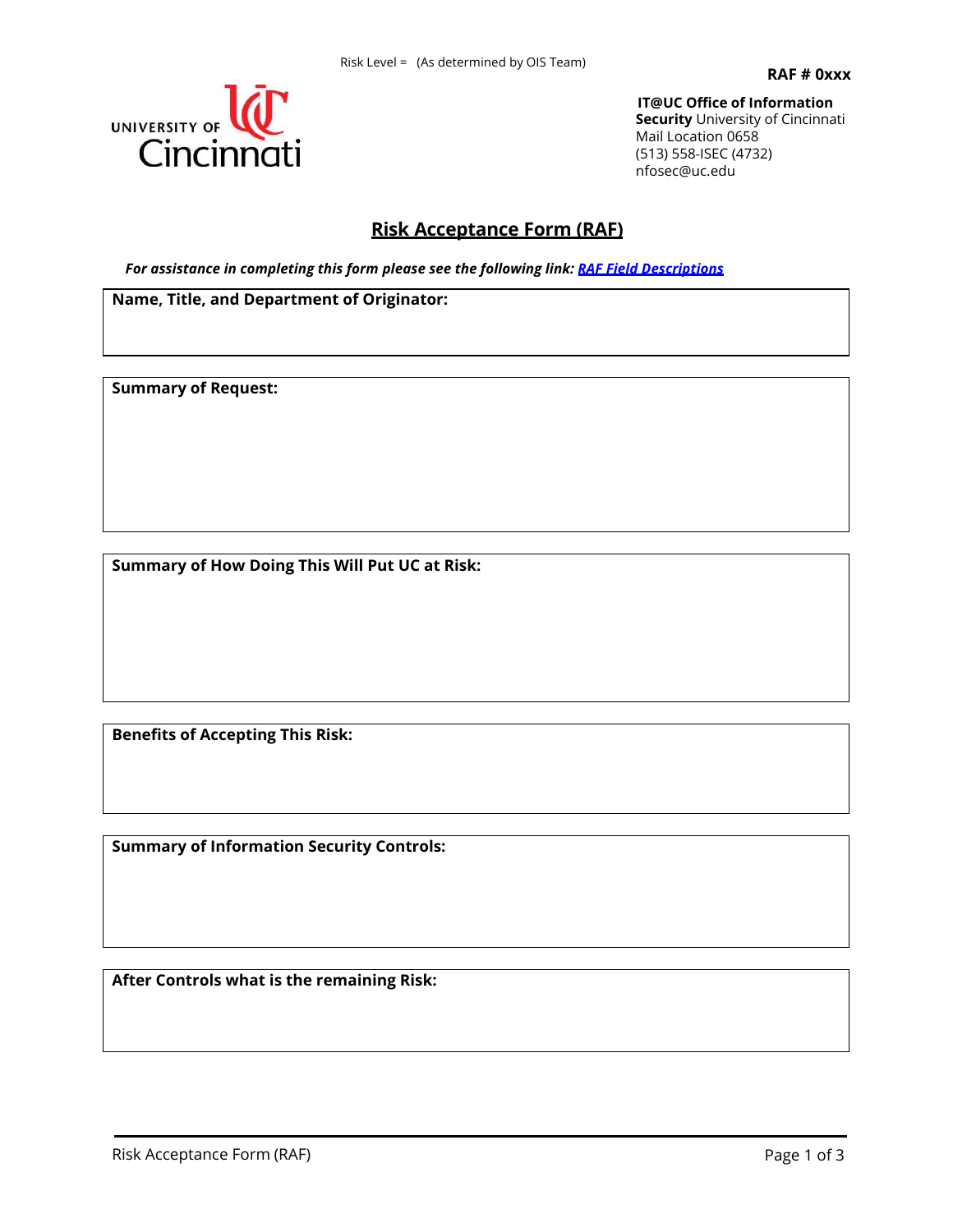Risk Level = (As determined by OIS Team)

**RAF # 0xxx**

UNIVERSITY OF Cincinnati

**IT@UC Office of Information Security** University of Cincinnati
Mail Location 0658
(513) 558-ISEC (4732)
nfosec@uc.edu

# Risk Acceptance Form (RAF)

***For assistance in completing this form please see the following link: [RAF Field Descriptions]()***

**Name, Title, and Department of Originator:**

**Summary of Request:**

**Summary of How Doing This Will Put UC at Risk:**

**Benefits of Accepting This Risk:**

**Summary of Information Security Controls:**

**After Controls what is the remaining Risk:**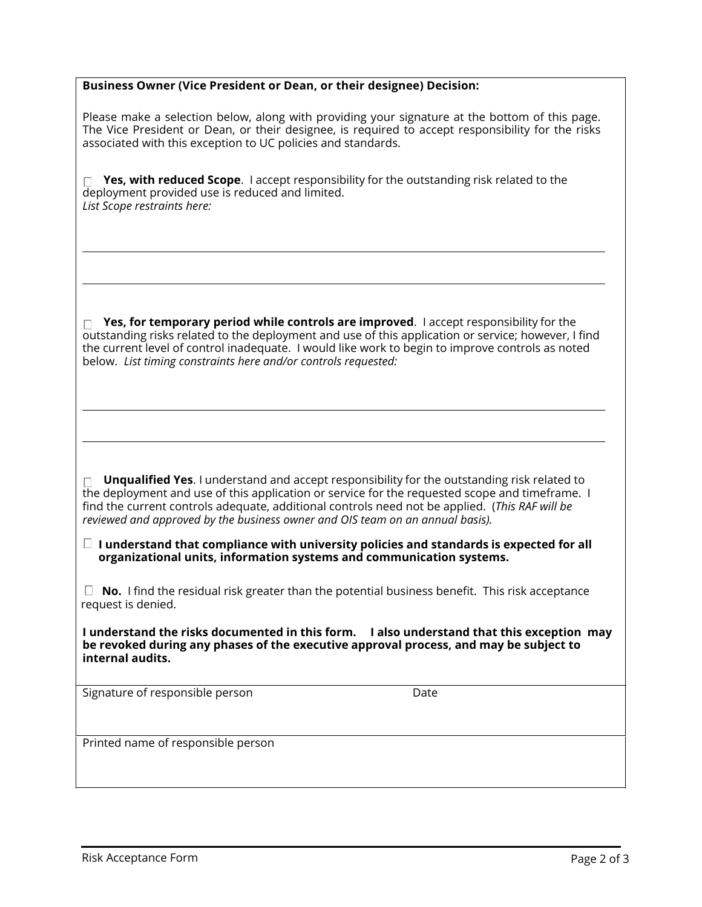**Business Owner (Vice President or Dean, or their designee) Decision:**

Please make a selection below, along with providing your signature at the bottom of this page. The Vice President or Dean, or their designee, is required to accept responsibility for the risks associated with this exception to UC policies and standards.

☐ **Yes, with reduced Scope**. I accept responsibility for the outstanding risk related to the deployment provided use is reduced and limited.
*List Scope restraints here:*

---

---

☐ **Yes, for temporary period while controls are improved**. I accept responsibility for the outstanding risks related to the deployment and use of this application or service; however, I find the current level of control inadequate. I would like work to begin to improve controls as noted below. *List timing constraints here and/or controls requested:*

---

---

☐ **Unqualified Yes**. I understand and accept responsibility for the outstanding risk related to the deployment and use of this application or service for the requested scope and timeframe. I find the current controls adequate, additional controls need not be applied. (*This RAF will be reviewed and approved by the business owner and OIS team on an annual basis).*

☐ **I understand that compliance with university policies and standards is expected for all organizational units, information systems and communication systems.**

☐ **No.** I find the residual risk greater than the potential business benefit. This risk acceptance request is denied.

**I understand the risks documented in this form. I also understand that this exception may be revoked during any phases of the executive approval process, and may be subject to internal audits.**

| Signature of responsible person | Date |
| --- | --- |
| | |

| Printed name of responsible person |
| --- |
| |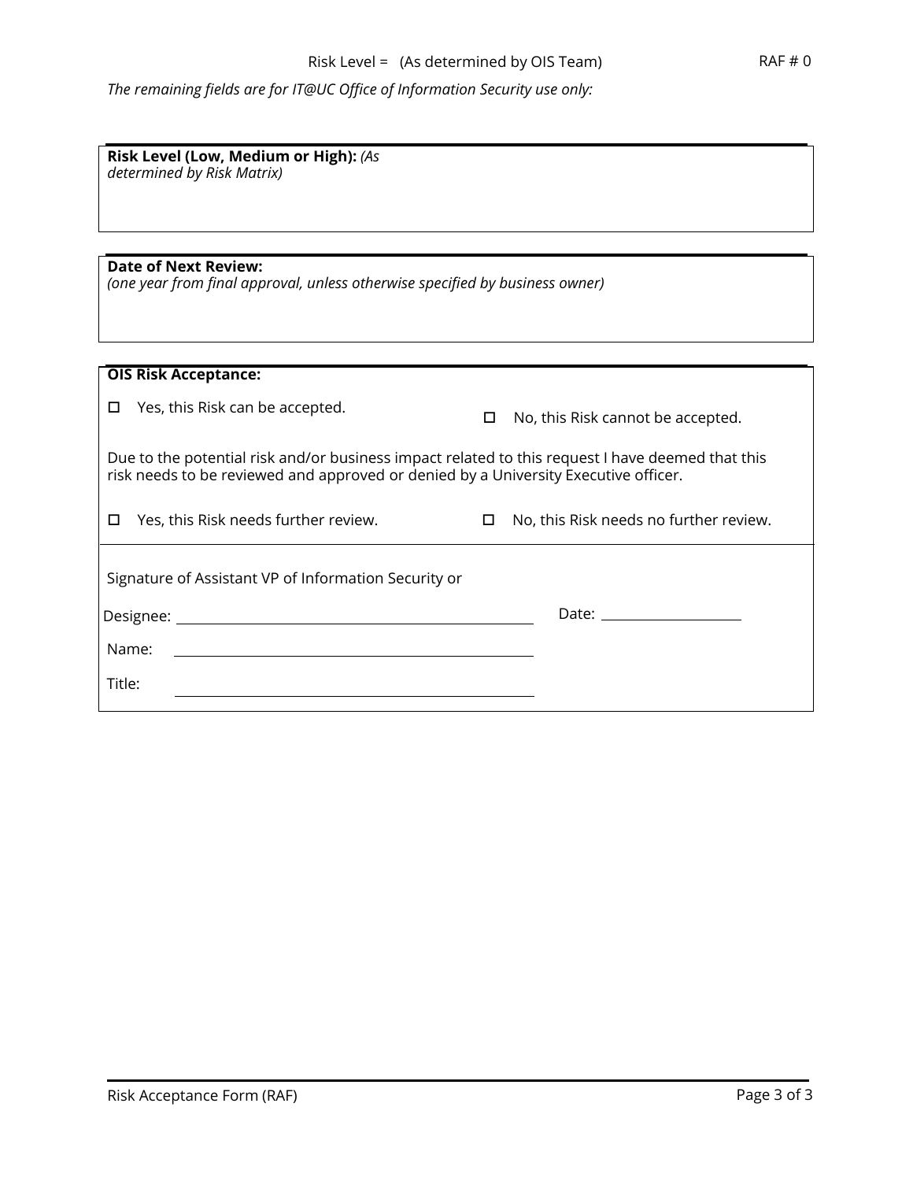Risk Level = (As determined by OIS Team) RAF # 0

*The remaining fields are for IT@UC Office of Information Security use only:*

**Risk Level (Low, Medium or High):** *(As determined by Risk Matrix)*

**Date of Next Review:**
*(one year from final approval, unless otherwise specified by business owner)*

**OIS Risk Acceptance:**

☐ Yes, this Risk can be accepted. ☐ No, this Risk cannot be accepted.

Due to the potential risk and/or business impact related to this request I have deemed that this risk needs to be reviewed and approved or denied by a University Executive officer.

☐ Yes, this Risk needs further review. ☐ No, this Risk needs no further review.

Signature of Assistant VP of Information Security or

Designee: ______________________________ Date: ______________

Name: ______________________________

Title: ______________________________